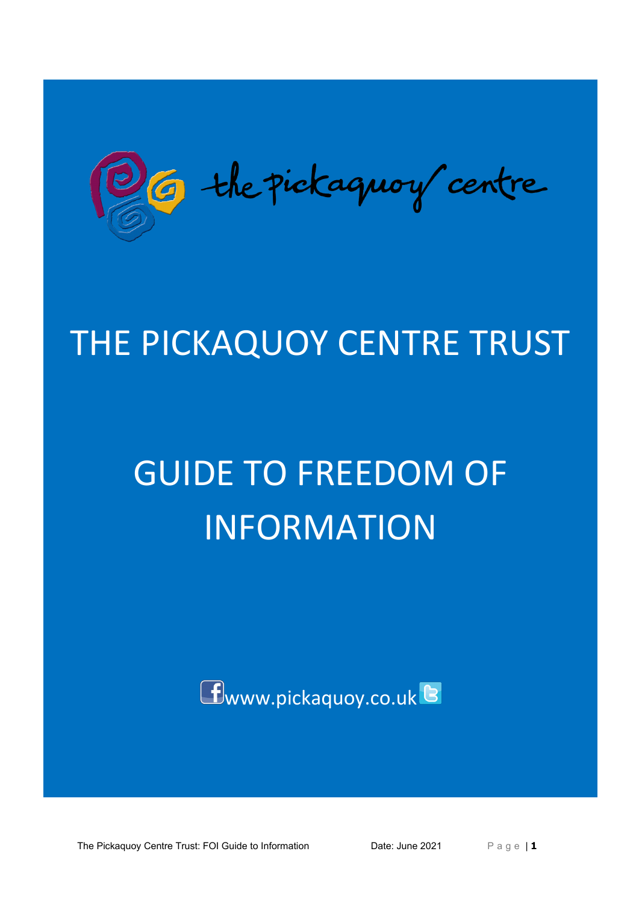the pickaquoy centre

# THE PICKAQUOY CENTRE TRUST

# GUIDE TO FREEDOM OF INFORMATION

www.pickaquoy.co.uk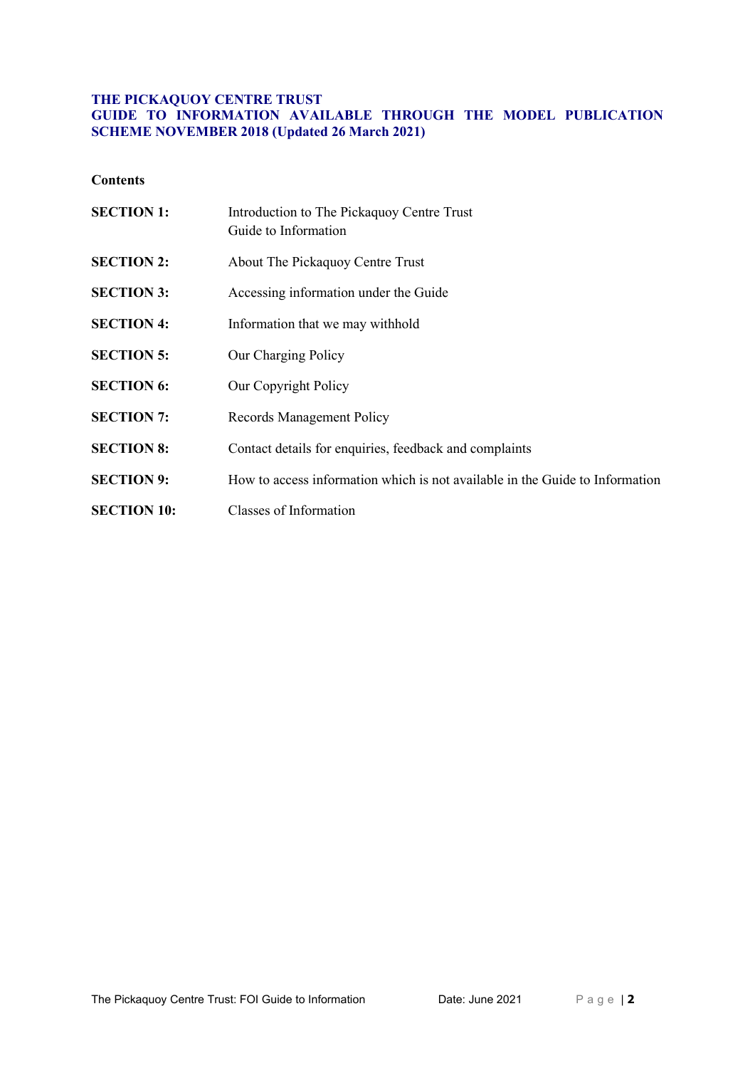**THE PICKAQUOY CENTRE TRUST**
**GUIDE TO INFORMATION AVAILABLE THROUGH THE MODEL PUBLICATION SCHEME NOVEMBER 2018 (Updated 26 March 2021)**

**Contents**

| | |
|---|---|
| **SECTION 1:** | Introduction to The Pickaquoy Centre Trust Guide to Information |
| **SECTION 2:** | About The Pickaquoy Centre Trust |
| **SECTION 3:** | Accessing information under the Guide |
| **SECTION 4:** | Information that we may withhold |
| **SECTION 5:** | Our Charging Policy |
| **SECTION 6:** | Our Copyright Policy |
| **SECTION 7:** | Records Management Policy |
| **SECTION 8:** | Contact details for enquiries, feedback and complaints |
| **SECTION 9:** | How to access information which is not available in the Guide to Information |
| **SECTION 10:** | Classes of Information |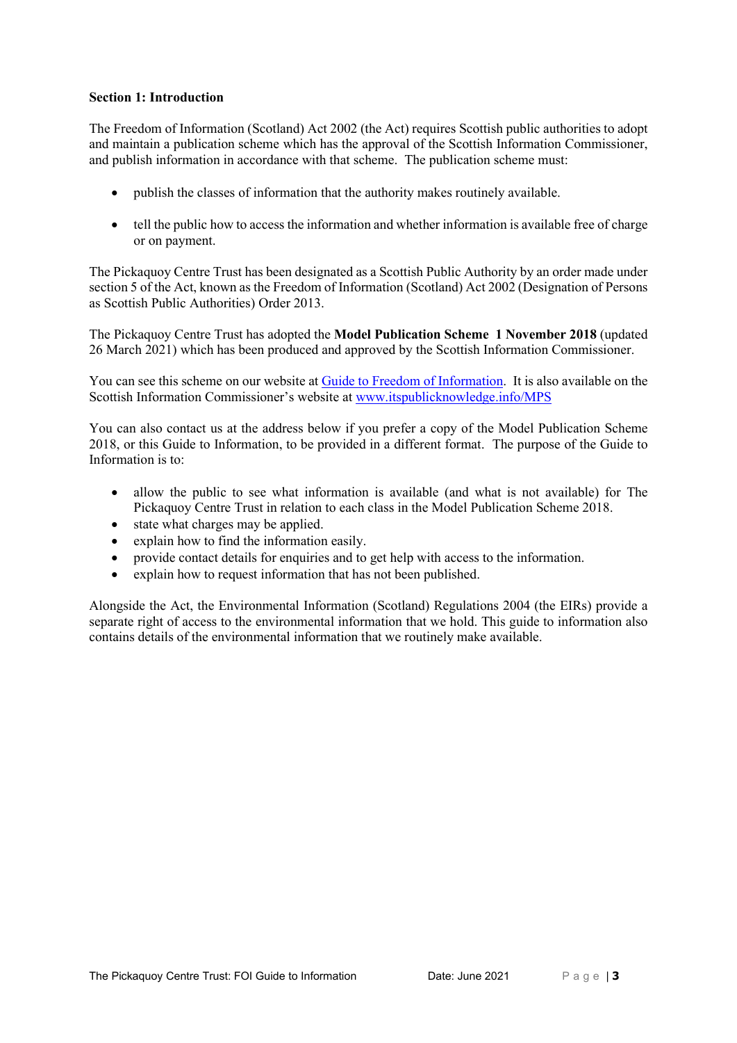## Section 1: Introduction

The Freedom of Information (Scotland) Act 2002 (the Act) requires Scottish public authorities to adopt and maintain a publication scheme which has the approval of the Scottish Information Commissioner, and publish information in accordance with that scheme. The publication scheme must:

- publish the classes of information that the authority makes routinely available.

- tell the public how to access the information and whether information is available free of charge or on payment.

The Pickaquoy Centre Trust has been designated as a Scottish Public Authority by an order made under section 5 of the Act, known as the Freedom of Information (Scotland) Act 2002 (Designation of Persons as Scottish Public Authorities) Order 2013.

The Pickaquoy Centre Trust has adopted the **Model Publication Scheme 1 November 2018** (updated 26 March 2021) which has been produced and approved by the Scottish Information Commissioner.

You can see this scheme on our website at [Guide to Freedom of Information](). It is also available on the Scottish Information Commissioner's website at [www.itspublicknowledge.info/MPS](www.itspublicknowledge.info/MPS)

You can also contact us at the address below if you prefer a copy of the Model Publication Scheme 2018, or this Guide to Information, to be provided in a different format. The purpose of the Guide to Information is to:

- allow the public to see what information is available (and what is not available) for The Pickaquoy Centre Trust in relation to each class in the Model Publication Scheme 2018.
- state what charges may be applied.
- explain how to find the information easily.
- provide contact details for enquiries and to get help with access to the information.
- explain how to request information that has not been published.

Alongside the Act, the Environmental Information (Scotland) Regulations 2004 (the EIRs) provide a separate right of access to the environmental information that we hold. This guide to information also contains details of the environmental information that we routinely make available.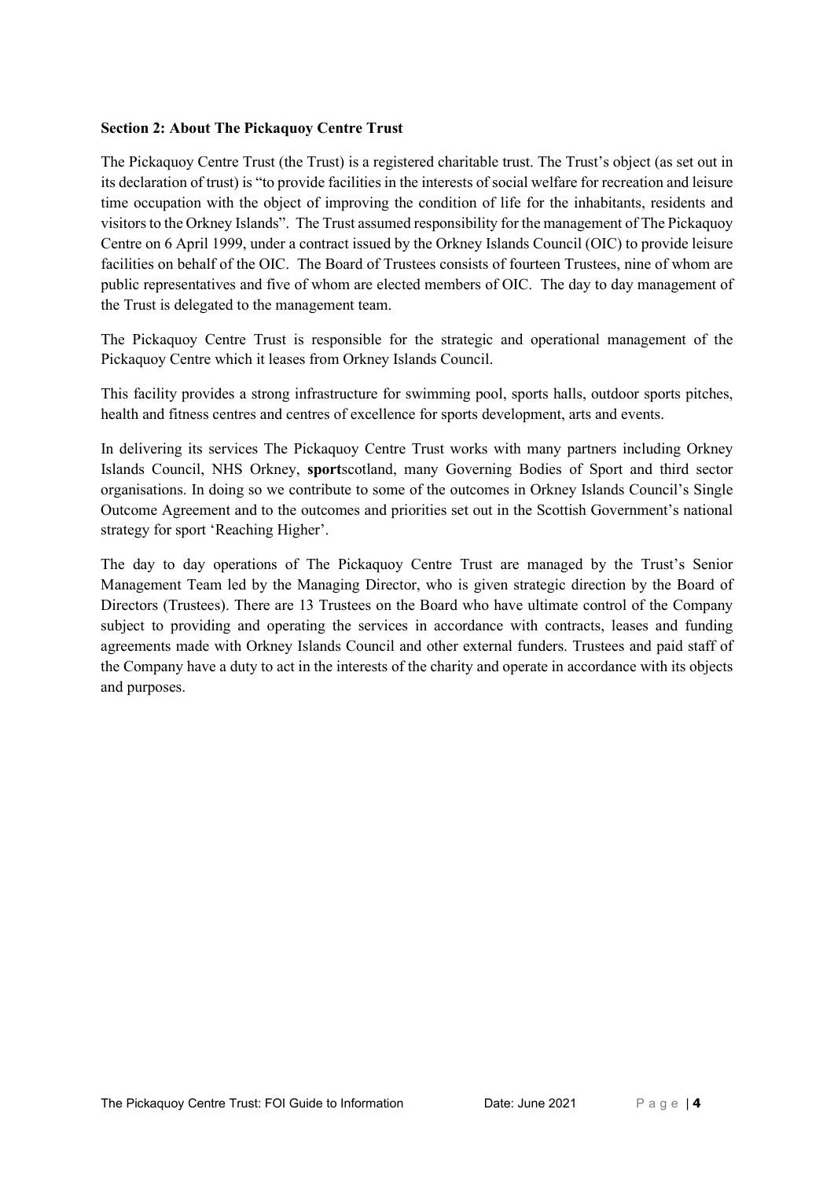**Section 2: About The Pickaquoy Centre Trust**

The Pickaquoy Centre Trust (the Trust) is a registered charitable trust. The Trust's object (as set out in its declaration of trust) is "to provide facilities in the interests of social welfare for recreation and leisure time occupation with the object of improving the condition of life for the inhabitants, residents and visitors to the Orkney Islands". The Trust assumed responsibility for the management of The Pickaquoy Centre on 6 April 1999, under a contract issued by the Orkney Islands Council (OIC) to provide leisure facilities on behalf of the OIC. The Board of Trustees consists of fourteen Trustees, nine of whom are public representatives and five of whom are elected members of OIC. The day to day management of the Trust is delegated to the management team.

The Pickaquoy Centre Trust is responsible for the strategic and operational management of the Pickaquoy Centre which it leases from Orkney Islands Council.

This facility provides a strong infrastructure for swimming pool, sports halls, outdoor sports pitches, health and fitness centres and centres of excellence for sports development, arts and events.

In delivering its services The Pickaquoy Centre Trust works with many partners including Orkney Islands Council, NHS Orkney, **sport**scotland, many Governing Bodies of Sport and third sector organisations. In doing so we contribute to some of the outcomes in Orkney Islands Council's Single Outcome Agreement and to the outcomes and priorities set out in the Scottish Government's national strategy for sport 'Reaching Higher'.

The day to day operations of The Pickaquoy Centre Trust are managed by the Trust's Senior Management Team led by the Managing Director, who is given strategic direction by the Board of Directors (Trustees). There are 13 Trustees on the Board who have ultimate control of the Company subject to providing and operating the services in accordance with contracts, leases and funding agreements made with Orkney Islands Council and other external funders. Trustees and paid staff of the Company have a duty to act in the interests of the charity and operate in accordance with its objects and purposes.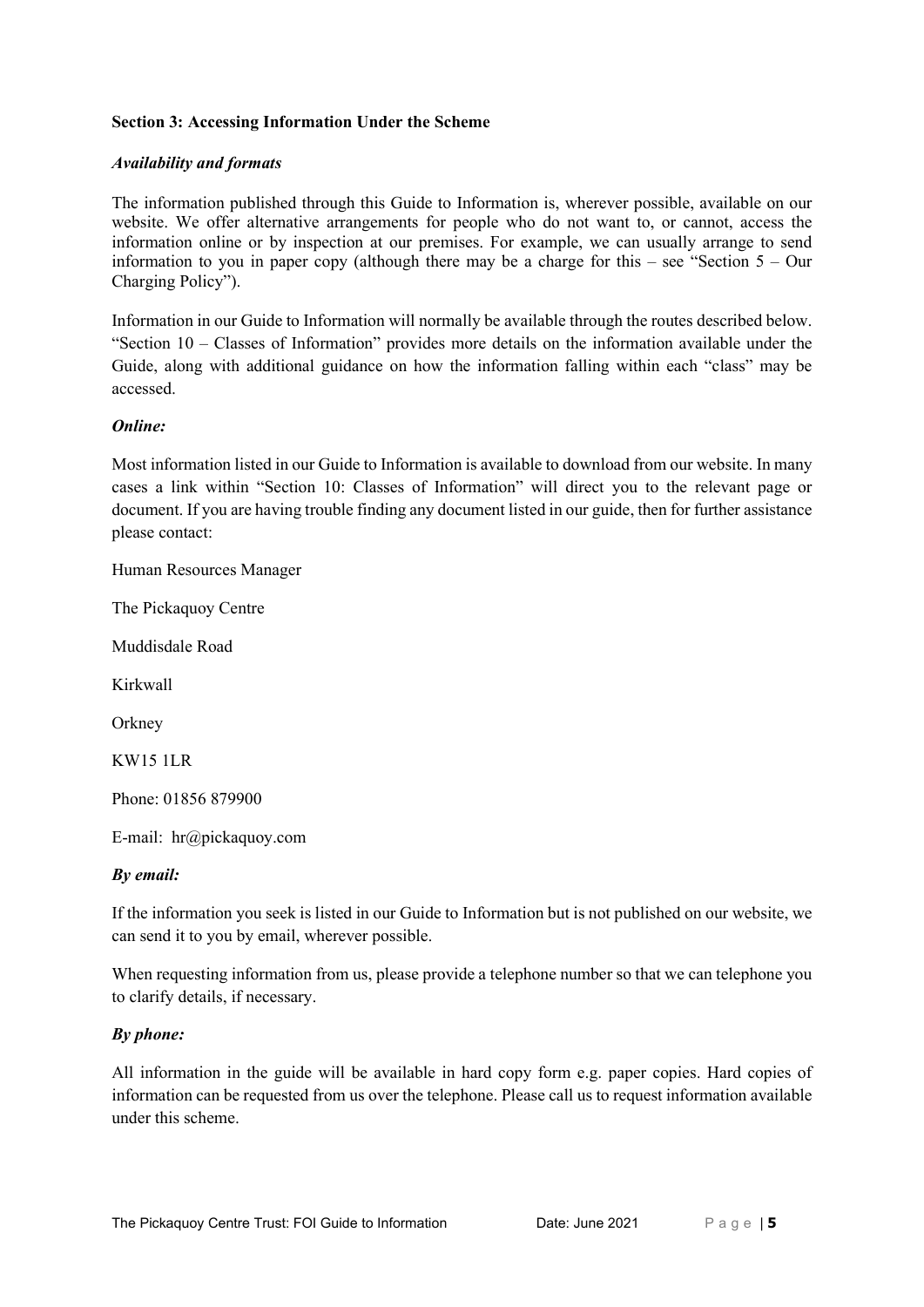**Section 3: Accessing Information Under the Scheme**

***Availability and formats***

The information published through this Guide to Information is, wherever possible, available on our website. We offer alternative arrangements for people who do not want to, or cannot, access the information online or by inspection at our premises. For example, we can usually arrange to send information to you in paper copy (although there may be a charge for this – see "Section 5 – Our Charging Policy").

Information in our Guide to Information will normally be available through the routes described below. "Section 10 – Classes of Information" provides more details on the information available under the Guide, along with additional guidance on how the information falling within each "class" may be accessed.

***Online:***

Most information listed in our Guide to Information is available to download from our website. In many cases a link within "Section 10: Classes of Information" will direct you to the relevant page or document. If you are having trouble finding any document listed in our guide, then for further assistance please contact:

Human Resources Manager

The Pickaquoy Centre

Muddisdale Road

Kirkwall

Orkney

KW15 1LR

Phone: 01856 879900

E-mail: hr@pickaquoy.com

***By email:***

If the information you seek is listed in our Guide to Information but is not published on our website, we can send it to you by email, wherever possible.

When requesting information from us, please provide a telephone number so that we can telephone you to clarify details, if necessary.

***By phone:***

All information in the guide will be available in hard copy form e.g. paper copies. Hard copies of information can be requested from us over the telephone. Please call us to request information available under this scheme.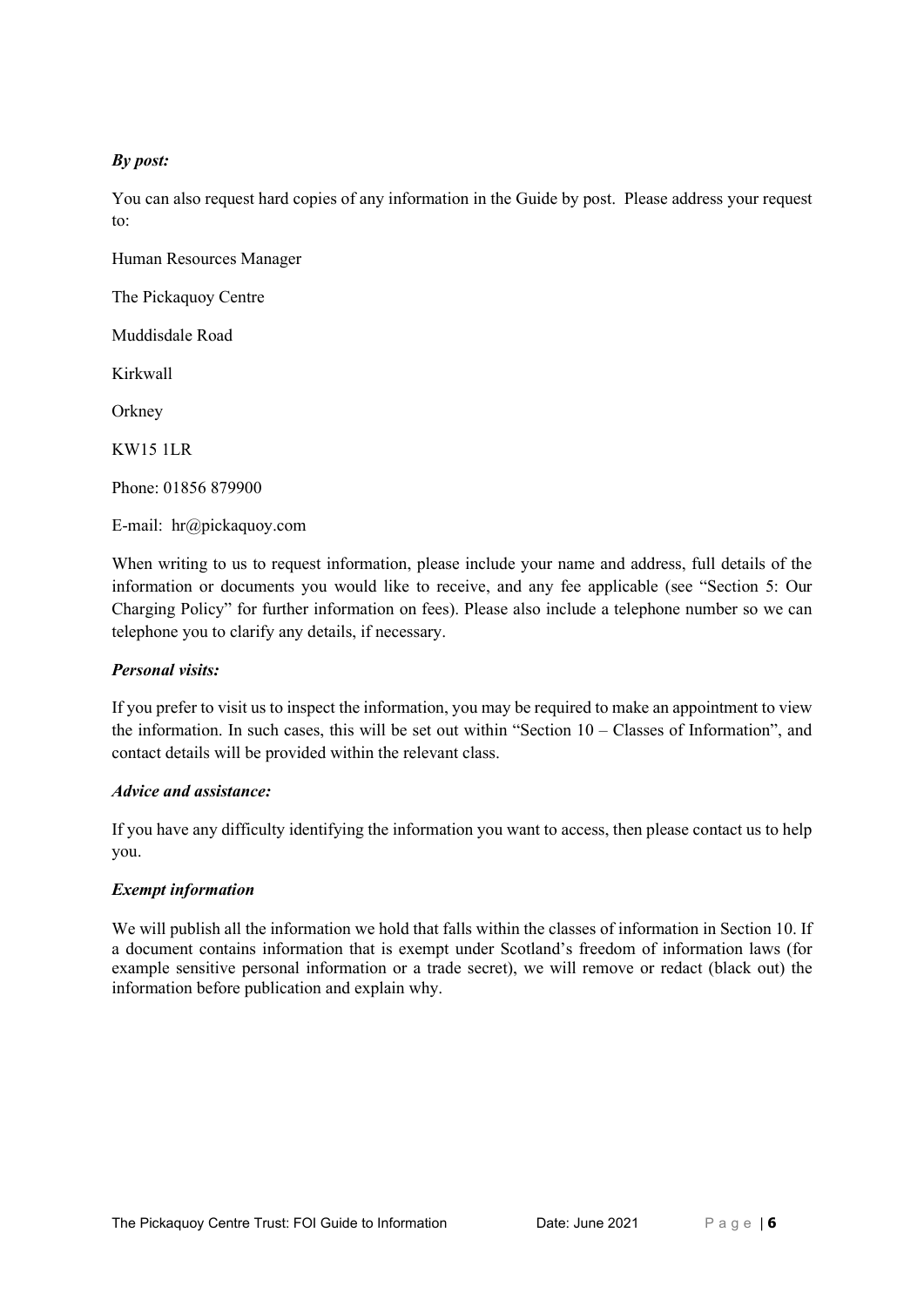***By post:***

You can also request hard copies of any information in the Guide by post. Please address your request to:

Human Resources Manager

The Pickaquoy Centre

Muddisdale Road

Kirkwall

Orkney

KW15 1LR

Phone: 01856 879900

E-mail: hr@pickaquoy.com

When writing to us to request information, please include your name and address, full details of the information or documents you would like to receive, and any fee applicable (see "Section 5: Our Charging Policy" for further information on fees). Please also include a telephone number so we can telephone you to clarify any details, if necessary.

***Personal visits:***

If you prefer to visit us to inspect the information, you may be required to make an appointment to view the information. In such cases, this will be set out within "Section 10 – Classes of Information", and contact details will be provided within the relevant class.

***Advice and assistance:***

If you have any difficulty identifying the information you want to access, then please contact us to help you.

***Exempt information***

We will publish all the information we hold that falls within the classes of information in Section 10. If a document contains information that is exempt under Scotland's freedom of information laws (for example sensitive personal information or a trade secret), we will remove or redact (black out) the information before publication and explain why.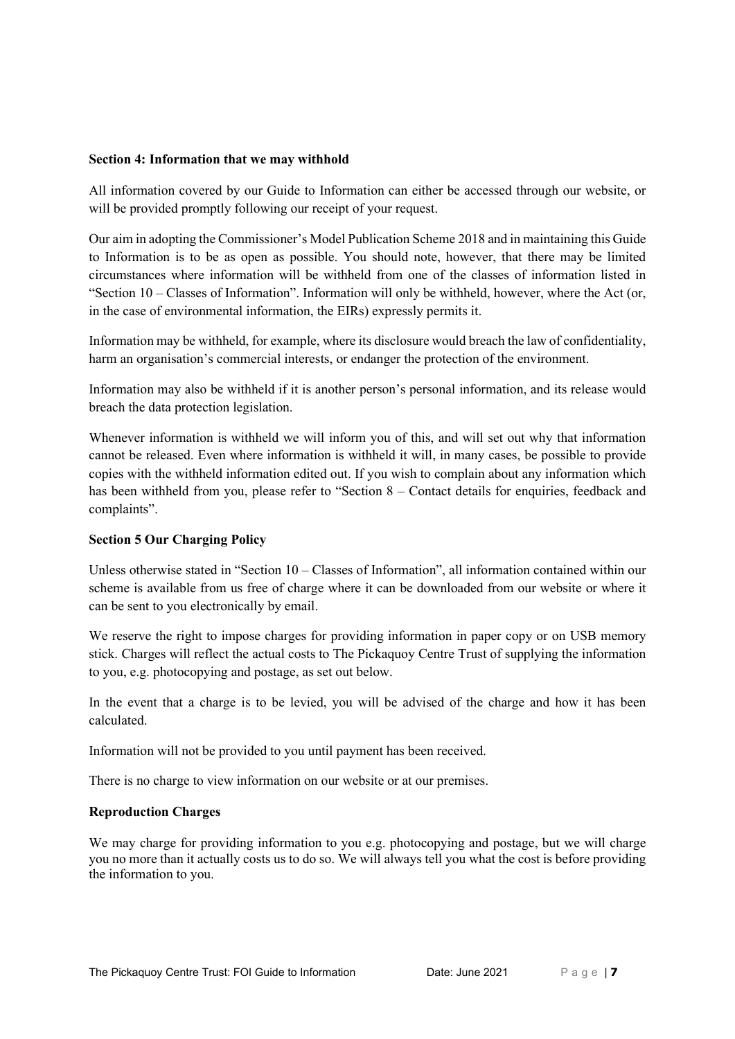### Section 4: Information that we may withhold

All information covered by our Guide to Information can either be accessed through our website, or will be provided promptly following our receipt of your request.

Our aim in adopting the Commissioner's Model Publication Scheme 2018 and in maintaining this Guide to Information is to be as open as possible. You should note, however, that there may be limited circumstances where information will be withheld from one of the classes of information listed in "Section 10 – Classes of Information". Information will only be withheld, however, where the Act (or, in the case of environmental information, the EIRs) expressly permits it.

Information may be withheld, for example, where its disclosure would breach the law of confidentiality, harm an organisation's commercial interests, or endanger the protection of the environment.

Information may also be withheld if it is another person's personal information, and its release would breach the data protection legislation.

Whenever information is withheld we will inform you of this, and will set out why that information cannot be released. Even where information is withheld it will, in many cases, be possible to provide copies with the withheld information edited out. If you wish to complain about any information which has been withheld from you, please refer to "Section 8 – Contact details for enquiries, feedback and complaints".

### Section 5 Our Charging Policy

Unless otherwise stated in "Section 10 – Classes of Information", all information contained within our scheme is available from us free of charge where it can be downloaded from our website or where it can be sent to you electronically by email.

We reserve the right to impose charges for providing information in paper copy or on USB memory stick. Charges will reflect the actual costs to The Pickaquoy Centre Trust of supplying the information to you, e.g. photocopying and postage, as set out below.

In the event that a charge is to be levied, you will be advised of the charge and how it has been calculated.

Information will not be provided to you until payment has been received.

There is no charge to view information on our website or at our premises.

### Reproduction Charges

We may charge for providing information to you e.g. photocopying and postage, but we will charge you no more than it actually costs us to do so. We will always tell you what the cost is before providing the information to you.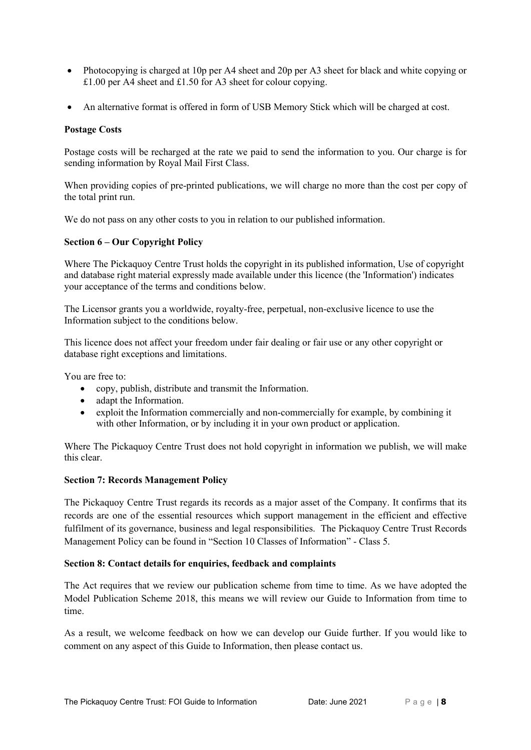- Photocopying is charged at 10p per A4 sheet and 20p per A3 sheet for black and white copying or £1.00 per A4 sheet and £1.50 for A3 sheet for colour copying.
- An alternative format is offered in form of USB Memory Stick which will be charged at cost.

**Postage Costs**

Postage costs will be recharged at the rate we paid to send the information to you. Our charge is for sending information by Royal Mail First Class.

When providing copies of pre-printed publications, we will charge no more than the cost per copy of the total print run.

We do not pass on any other costs to you in relation to our published information.

**Section 6 – Our Copyright Policy**

Where The Pickaquoy Centre Trust holds the copyright in its published information, Use of copyright and database right material expressly made available under this licence (the 'Information') indicates your acceptance of the terms and conditions below.

The Licensor grants you a worldwide, royalty-free, perpetual, non-exclusive licence to use the Information subject to the conditions below.

This licence does not affect your freedom under fair dealing or fair use or any other copyright or database right exceptions and limitations.

You are free to:

- copy, publish, distribute and transmit the Information.
- adapt the Information.
- exploit the Information commercially and non-commercially for example, by combining it with other Information, or by including it in your own product or application.

Where The Pickaquoy Centre Trust does not hold copyright in information we publish, we will make this clear.

**Section 7: Records Management Policy**

The Pickaquoy Centre Trust regards its records as a major asset of the Company. It confirms that its records are one of the essential resources which support management in the efficient and effective fulfilment of its governance, business and legal responsibilities. The Pickaquoy Centre Trust Records Management Policy can be found in "Section 10 Classes of Information" - Class 5.

**Section 8: Contact details for enquiries, feedback and complaints**

The Act requires that we review our publication scheme from time to time. As we have adopted the Model Publication Scheme 2018, this means we will review our Guide to Information from time to time.

As a result, we welcome feedback on how we can develop our Guide further. If you would like to comment on any aspect of this Guide to Information, then please contact us.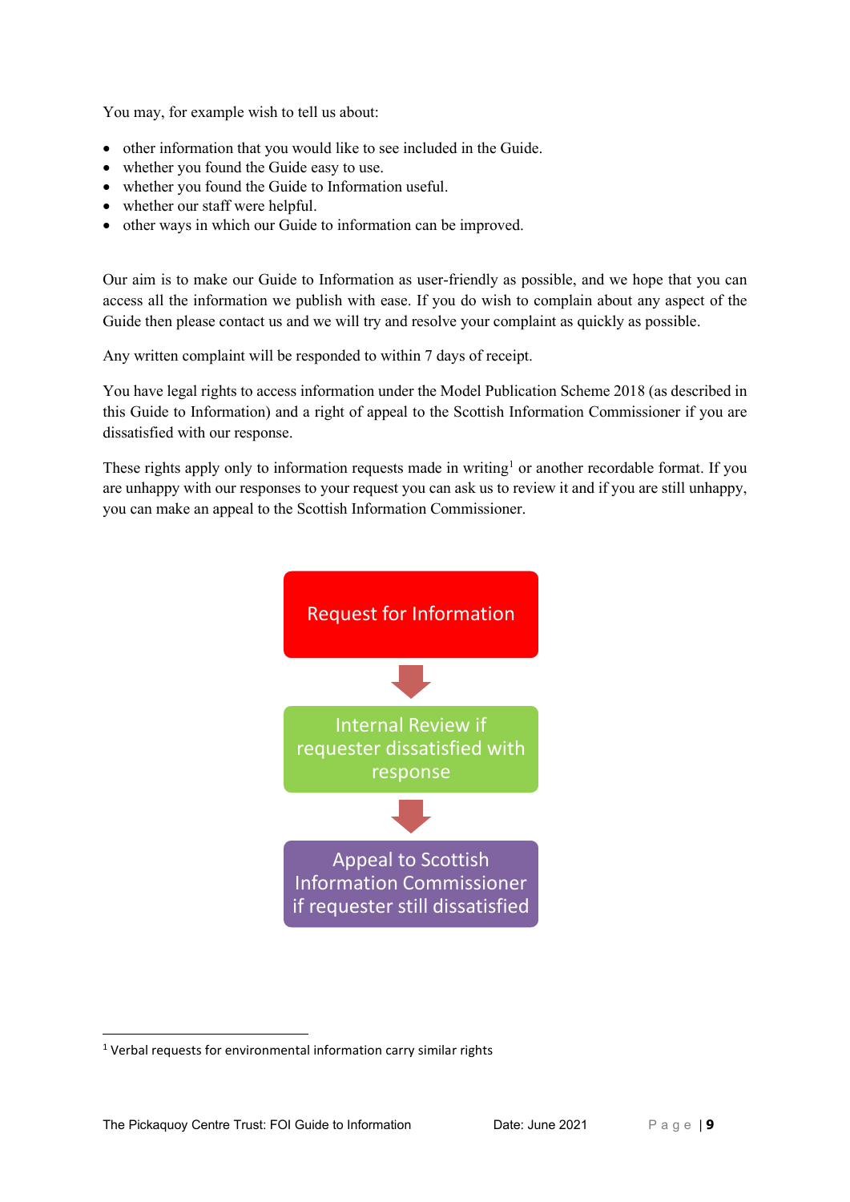You may, for example wish to tell us about:

- other information that you would like to see included in the Guide.
- whether you found the Guide easy to use.
- whether you found the Guide to Information useful.
- whether our staff were helpful.
- other ways in which our Guide to information can be improved.

Our aim is to make our Guide to Information as user-friendly as possible, and we hope that you can access all the information we publish with ease. If you do wish to complain about any aspect of the Guide then please contact us and we will try and resolve your complaint as quickly as possible.

Any written complaint will be responded to within 7 days of receipt.

You have legal rights to access information under the Model Publication Scheme 2018 (as described in this Guide to Information) and a right of appeal to the Scottish Information Commissioner if you are dissatisfied with our response.

These rights apply only to information requests made in writing[1] or another recordable format. If you are unhappy with our responses to your request you can ask us to review it and if you are still unhappy, you can make an appeal to the Scottish Information Commissioner.

Request for Information

Internal Review if requester dissatisfied with response

Appeal to Scottish Information Commissioner if requester still dissatisfied

[1] Verbal requests for environmental information carry similar rights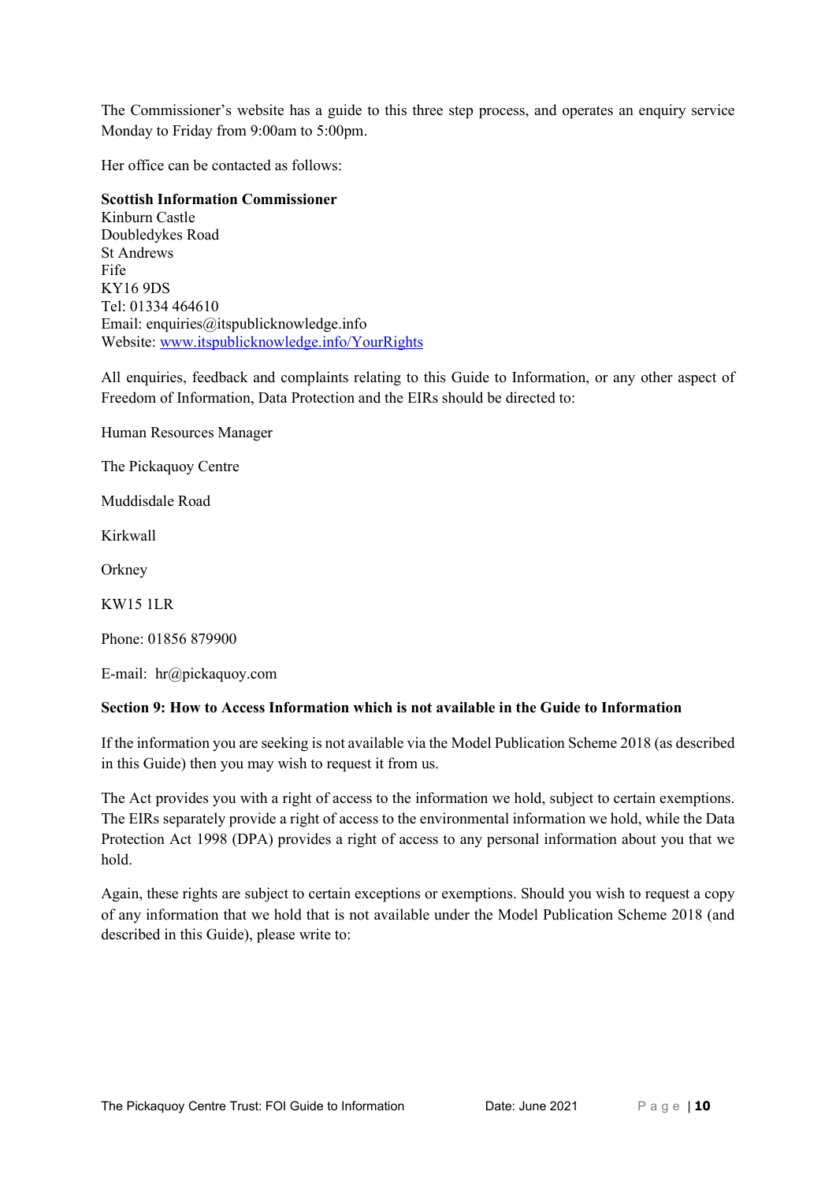The Commissioner's website has a guide to this three step process, and operates an enquiry service Monday to Friday from 9:00am to 5:00pm.

Her office can be contacted as follows:

**Scottish Information Commissioner**
Kinburn Castle
Doubledykes Road
St Andrews
Fife
KY16 9DS
Tel: 01334 464610
Email: enquiries@itspublicknowledge.info
Website: [www.itspublicknowledge.info/YourRights](http://www.itspublicknowledge.info/YourRights)

All enquiries, feedback and complaints relating to this Guide to Information, or any other aspect of Freedom of Information, Data Protection and the EIRs should be directed to:

Human Resources Manager

The Pickaquoy Centre

Muddisdale Road

Kirkwall

Orkney

KW15 1LR

Phone: 01856 879900

E-mail: hr@pickaquoy.com

**Section 9: How to Access Information which is not available in the Guide to Information**

If the information you are seeking is not available via the Model Publication Scheme 2018 (as described in this Guide) then you may wish to request it from us.

The Act provides you with a right of access to the information we hold, subject to certain exemptions. The EIRs separately provide a right of access to the environmental information we hold, while the Data Protection Act 1998 (DPA) provides a right of access to any personal information about you that we hold.

Again, these rights are subject to certain exceptions or exemptions. Should you wish to request a copy of any information that we hold that is not available under the Model Publication Scheme 2018 (and described in this Guide), please write to: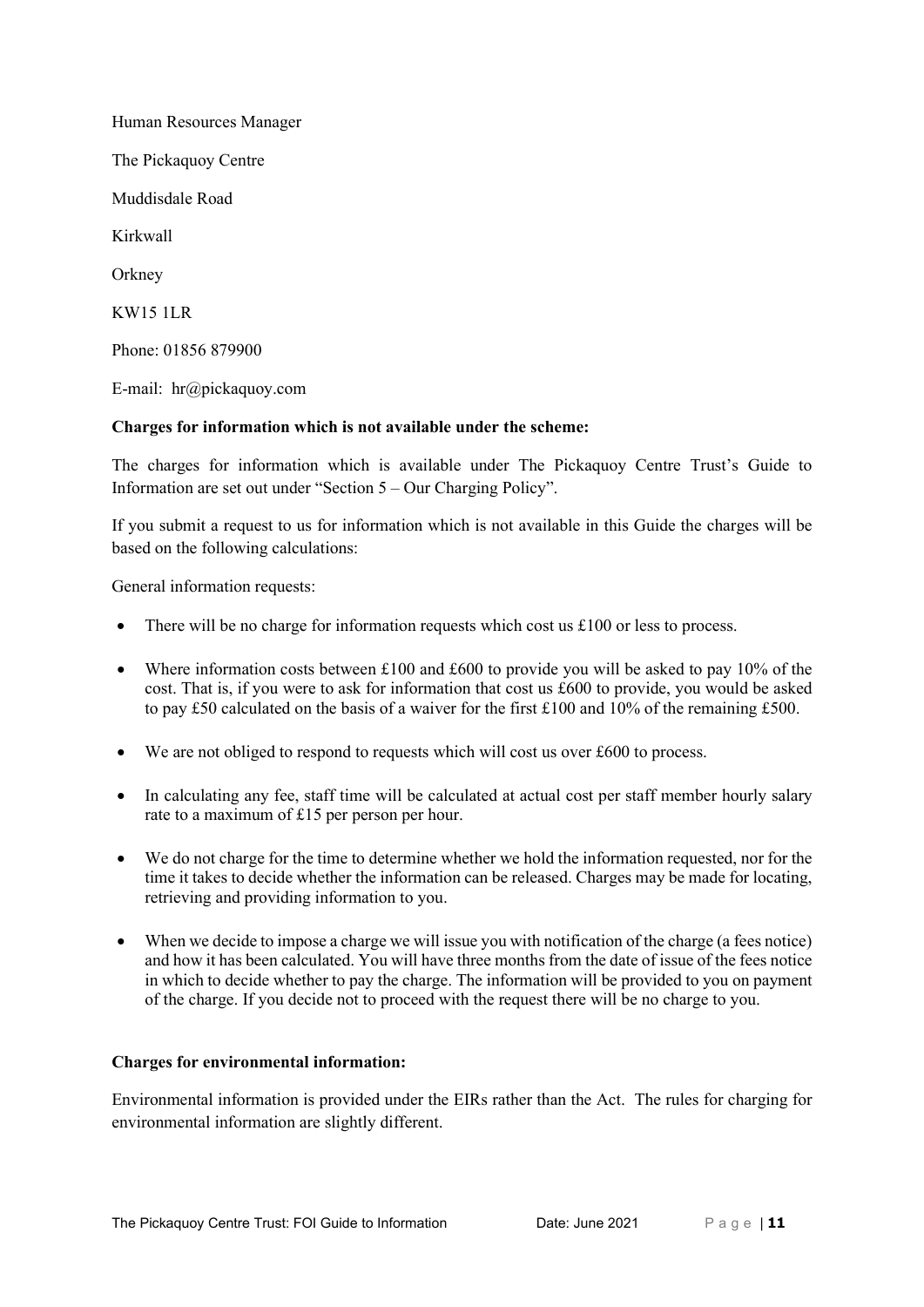Human Resources Manager

The Pickaquoy Centre

Muddisdale Road

Kirkwall

Orkney

KW15 1LR

Phone: 01856 879900

E-mail: hr@pickaquoy.com

**Charges for information which is not available under the scheme:**

The charges for information which is available under The Pickaquoy Centre Trust's Guide to Information are set out under "Section 5 – Our Charging Policy".

If you submit a request to us for information which is not available in this Guide the charges will be based on the following calculations:

General information requests:

- There will be no charge for information requests which cost us £100 or less to process.
- Where information costs between £100 and £600 to provide you will be asked to pay 10% of the cost. That is, if you were to ask for information that cost us £600 to provide, you would be asked to pay £50 calculated on the basis of a waiver for the first £100 and 10% of the remaining £500.
- We are not obliged to respond to requests which will cost us over £600 to process.
- In calculating any fee, staff time will be calculated at actual cost per staff member hourly salary rate to a maximum of £15 per person per hour.
- We do not charge for the time to determine whether we hold the information requested, nor for the time it takes to decide whether the information can be released. Charges may be made for locating, retrieving and providing information to you.
- When we decide to impose a charge we will issue you with notification of the charge (a fees notice) and how it has been calculated. You will have three months from the date of issue of the fees notice in which to decide whether to pay the charge. The information will be provided to you on payment of the charge. If you decide not to proceed with the request there will be no charge to you.

**Charges for environmental information:**

Environmental information is provided under the EIRs rather than the Act. The rules for charging for environmental information are slightly different.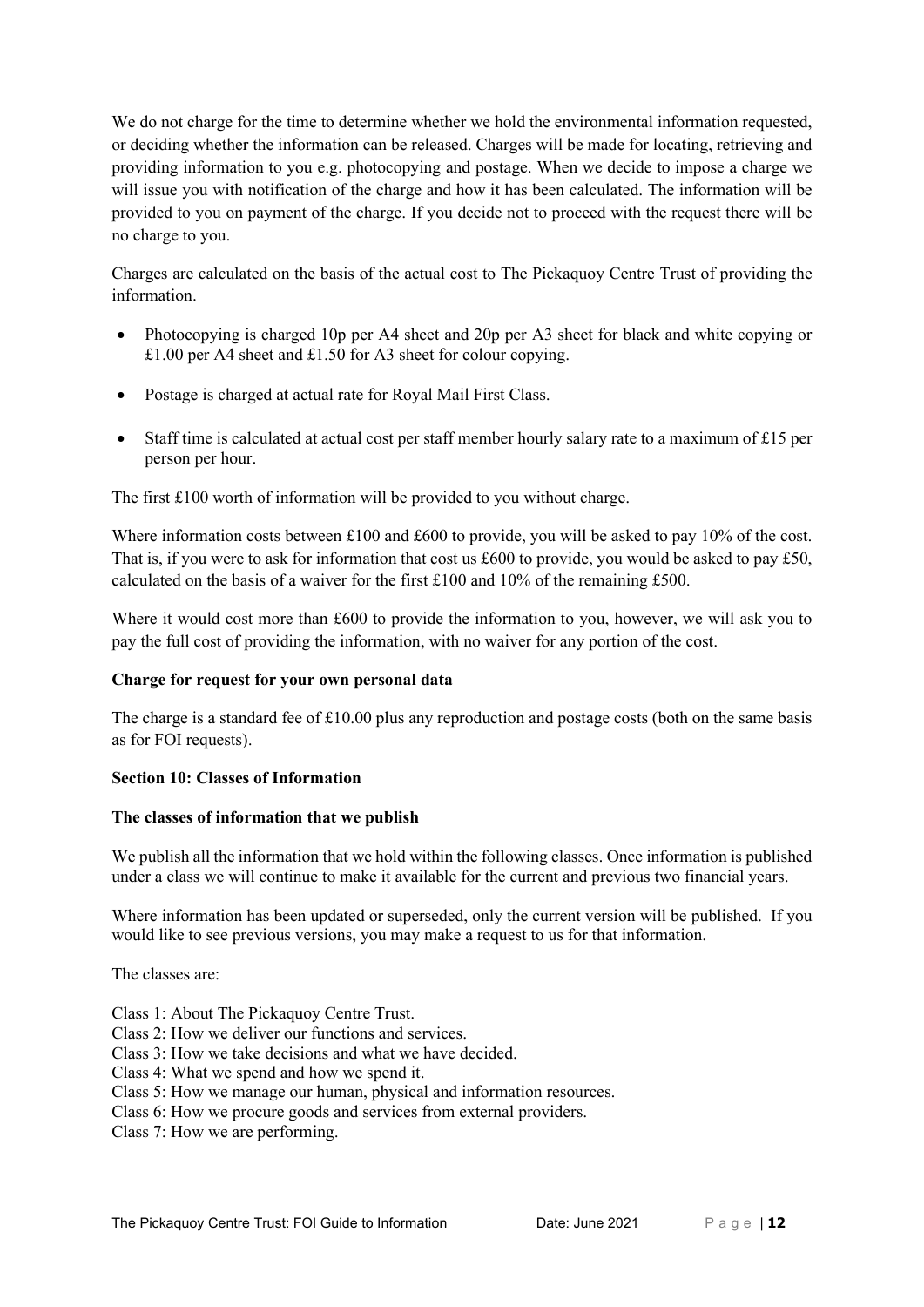We do not charge for the time to determine whether we hold the environmental information requested, or deciding whether the information can be released. Charges will be made for locating, retrieving and providing information to you e.g. photocopying and postage. When we decide to impose a charge we will issue you with notification of the charge and how it has been calculated. The information will be provided to you on payment of the charge. If you decide not to proceed with the request there will be no charge to you.

Charges are calculated on the basis of the actual cost to The Pickaquoy Centre Trust of providing the information.

- Photocopying is charged 10p per A4 sheet and 20p per A3 sheet for black and white copying or £1.00 per A4 sheet and £1.50 for A3 sheet for colour copying.
- Postage is charged at actual rate for Royal Mail First Class.
- Staff time is calculated at actual cost per staff member hourly salary rate to a maximum of £15 per person per hour.

The first £100 worth of information will be provided to you without charge.

Where information costs between £100 and £600 to provide, you will be asked to pay 10% of the cost. That is, if you were to ask for information that cost us £600 to provide, you would be asked to pay £50, calculated on the basis of a waiver for the first £100 and 10% of the remaining £500.

Where it would cost more than £600 to provide the information to you, however, we will ask you to pay the full cost of providing the information, with no waiver for any portion of the cost.

**Charge for request for your own personal data**

The charge is a standard fee of £10.00 plus any reproduction and postage costs (both on the same basis as for FOI requests).

## Section 10: Classes of Information

**The classes of information that we publish**

We publish all the information that we hold within the following classes. Once information is published under a class we will continue to make it available for the current and previous two financial years.

Where information has been updated or superseded, only the current version will be published. If you would like to see previous versions, you may make a request to us for that information.

The classes are:

Class 1: About The Pickaquoy Centre Trust.
Class 2: How we deliver our functions and services.
Class 3: How we take decisions and what we have decided.
Class 4: What we spend and how we spend it.
Class 5: How we manage our human, physical and information resources.
Class 6: How we procure goods and services from external providers.
Class 7: How we are performing.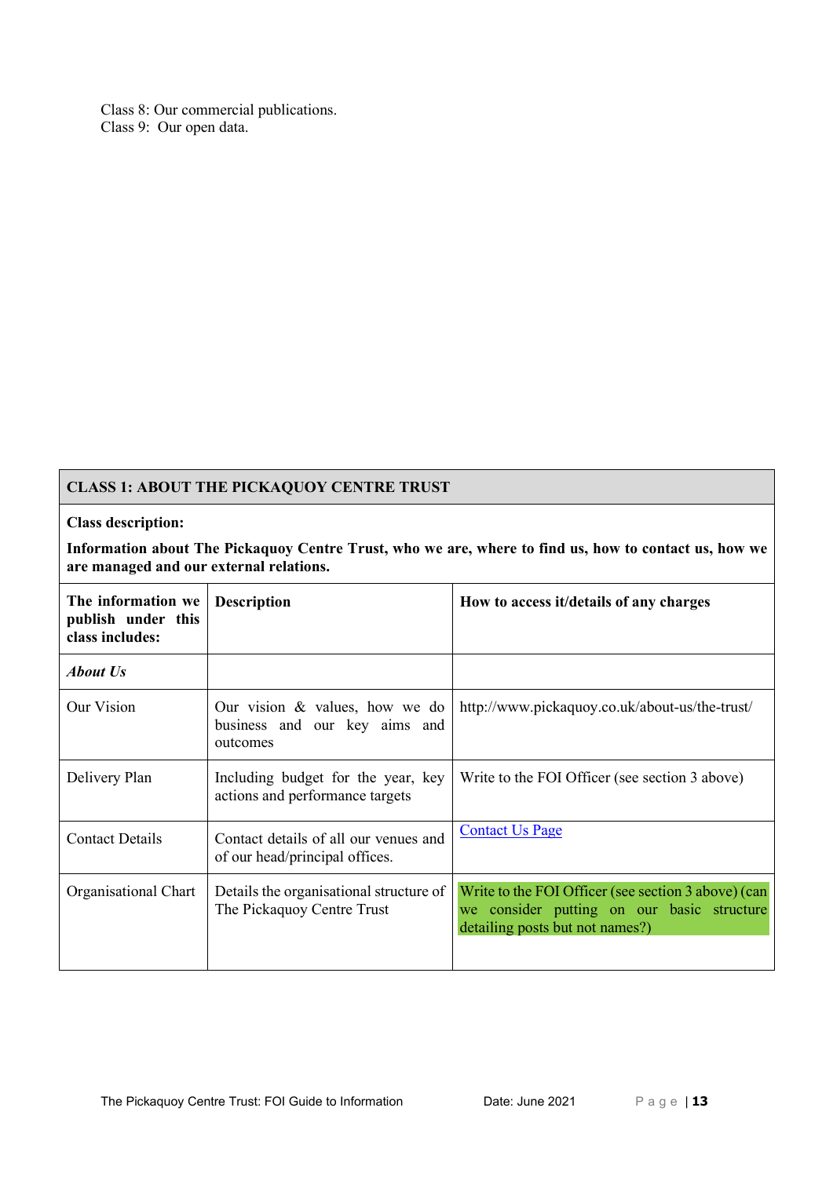Class 8: Our commercial publications.
Class 9: Our open data.

| **CLASS 1: ABOUT THE PICKAQUOY CENTRE TRUST** | | |
|---|---|---|
| **Class description:**<br><br>**Information about The Pickaquoy Centre Trust, who we are, where to find us, how to contact us, how we are managed and our external relations.** | | |
| **The information we publish under this class includes:** | **Description** | **How to access it/details of any charges** |
| ***About Us*** | | |
| Our Vision | Our vision & values, how we do business and our key aims and outcomes | http://www.pickaquoy.co.uk/about-us/the-trust/ |
| Delivery Plan | Including budget for the year, key actions and performance targets | Write to the FOI Officer (see section 3 above) |
| Contact Details | Contact details of all our venues and of our head/principal offices. | Contact Us Page |
| Organisational Chart | Details the organisational structure of The Pickaquoy Centre Trust | Write to the FOI Officer (see section 3 above) (can we consider putting on our basic structure detailing posts but not names?) |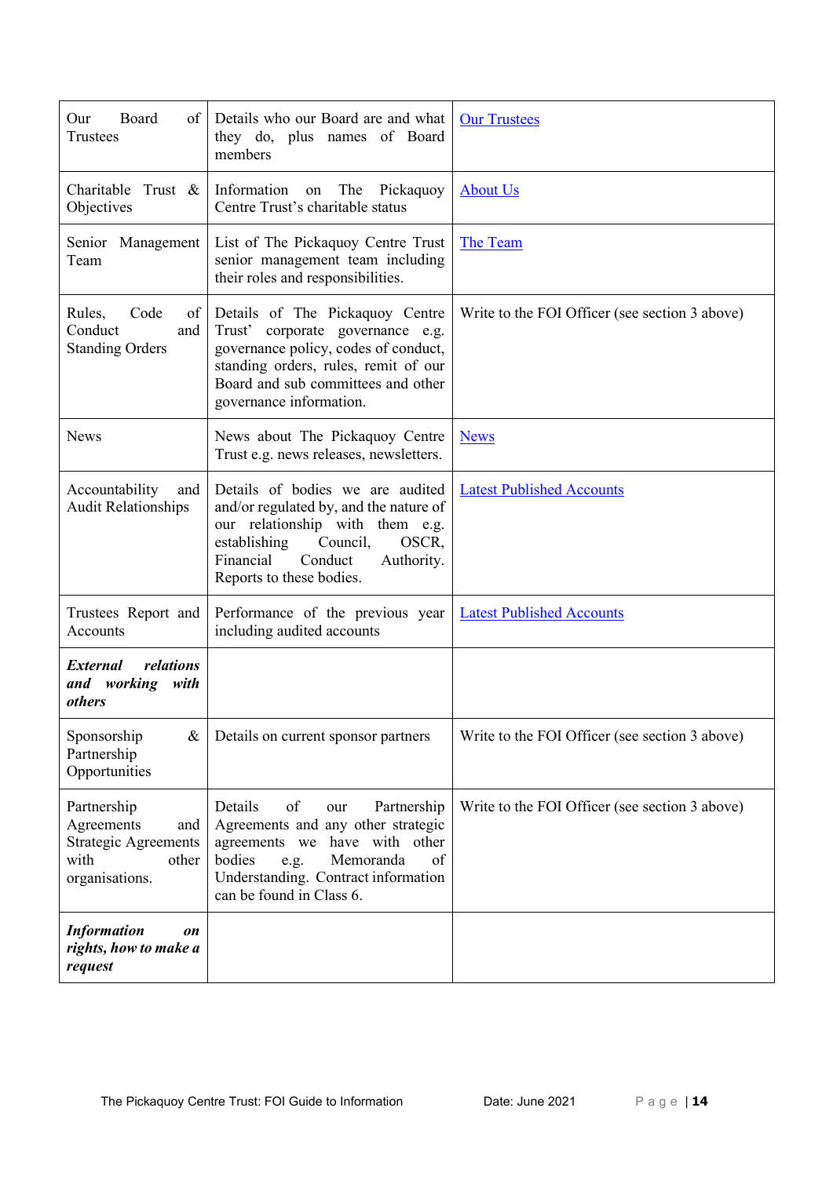| | | |
|---|---|---|
| Our Board of Trustees | Details who our Board are and what they do, plus names of Board members | Our Trustees |
| Charitable Trust & Objectives | Information on The Pickaquoy Centre Trust's charitable status | About Us |
| Senior Management Team | List of The Pickaquoy Centre Trust senior management team including their roles and responsibilities. | The Team |
| Rules, Code of Conduct and Standing Orders | Details of The Pickaquoy Centre Trust' corporate governance e.g. governance policy, codes of conduct, standing orders, rules, remit of our Board and sub committees and other governance information. | Write to the FOI Officer (see section 3 above) |
| News | News about The Pickaquoy Centre Trust e.g. news releases, newsletters. | News |
| Accountability and Audit Relationships | Details of bodies we are audited and/or regulated by, and the nature of our relationship with them e.g. establishing Council, OSCR, Financial Conduct Authority. Reports to these bodies. | Latest Published Accounts |
| Trustees Report and Accounts | Performance of the previous year including audited accounts | Latest Published Accounts |
| ***External relations and working with others*** | | |
| Sponsorship & Partnership Opportunities | Details on current sponsor partners | Write to the FOI Officer (see section 3 above) |
| Partnership Agreements and Strategic Agreements with other organisations. | Details of our Partnership Agreements and any other strategic agreements we have with other bodies e.g. Memoranda of Understanding. Contract information can be found in Class 6. | Write to the FOI Officer (see section 3 above) |
| ***Information on rights, how to make a request*** | | |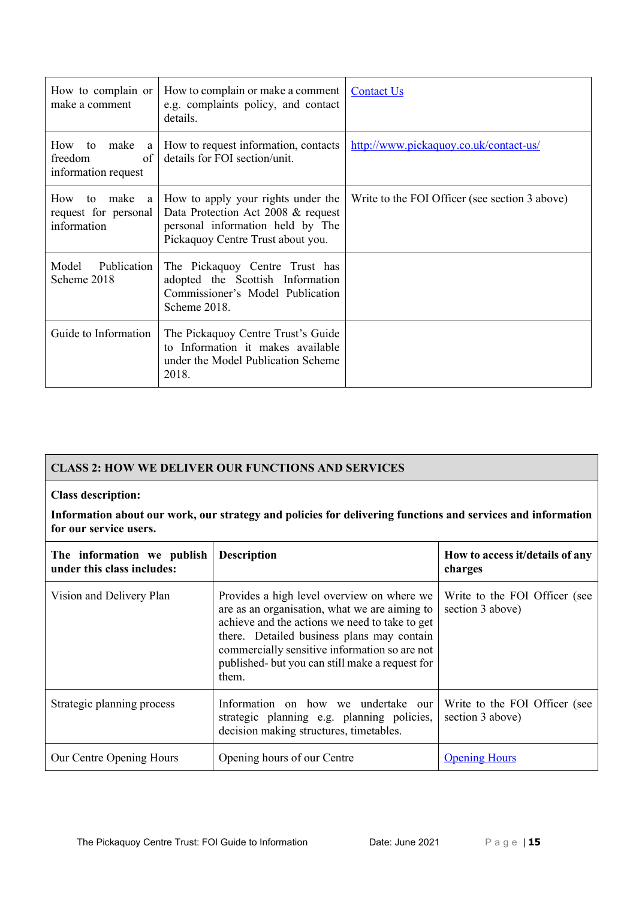| | | |
|---|---|---|
| How to complain or make a comment | How to complain or make a comment e.g. complaints policy, and contact details. | Contact Us |
| How to make a freedom of information request | How to request information, contacts details for FOI section/unit. | http://www.pickaquoy.co.uk/contact-us/ |
| How to make a request for personal information | How to apply your rights under the Data Protection Act 2008 & request personal information held by The Pickaquoy Centre Trust about you. | Write to the FOI Officer (see section 3 above) |
| Model Publication Scheme 2018 | The Pickaquoy Centre Trust has adopted the Scottish Information Commissioner's Model Publication Scheme 2018. | |
| Guide to Information | The Pickaquoy Centre Trust's Guide to Information it makes available under the Model Publication Scheme 2018. | |

**CLASS 2: HOW WE DELIVER OUR FUNCTIONS AND SERVICES**

**Class description:**

**Information about our work, our strategy and policies for delivering functions and services and information for our service users.**

| The information we publish under this class includes: | Description | How to access it/details of any charges |
|---|---|---|
| Vision and Delivery Plan | Provides a high level overview on where we are as an organisation, what we are aiming to achieve and the actions we need to take to get there. Detailed business plans may contain commercially sensitive information so are not published- but you can still make a request for them. | Write to the FOI Officer (see section 3 above) |
| Strategic planning process | Information on how we undertake our strategic planning e.g. planning policies, decision making structures, timetables. | Write to the FOI Officer (see section 3 above) |
| Our Centre Opening Hours | Opening hours of our Centre | Opening Hours |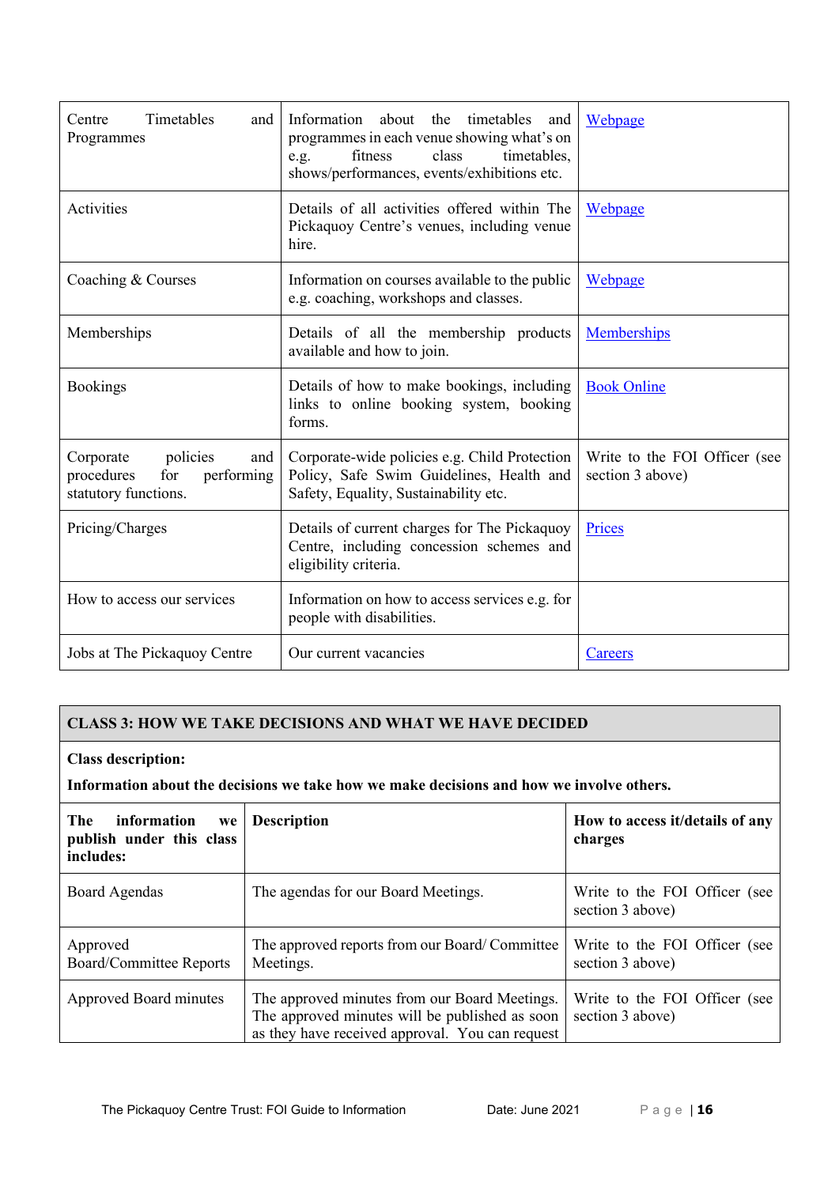| | | |
|---|---|---|
| Centre Timetables and Programmes | Information about the timetables and programmes in each venue showing what's on e.g. fitness class timetables, shows/performances, events/exhibitions etc. | Webpage |
| Activities | Details of all activities offered within The Pickaquoy Centre's venues, including venue hire. | Webpage |
| Coaching & Courses | Information on courses available to the public e.g. coaching, workshops and classes. | Webpage |
| Memberships | Details of all the membership products available and how to join. | Memberships |
| Bookings | Details of how to make bookings, including links to online booking system, booking forms. | Book Online |
| Corporate policies and procedures for performing statutory functions. | Corporate-wide policies e.g. Child Protection Policy, Safe Swim Guidelines, Health and Safety, Equality, Sustainability etc. | Write to the FOI Officer (see section 3 above) |
| Pricing/Charges | Details of current charges for The Pickaquoy Centre, including concession schemes and eligibility criteria. | Prices |
| How to access our services | Information on how to access services e.g. for people with disabilities. | |
| Jobs at The Pickaquoy Centre | Our current vacancies | Careers |

**CLASS 3: HOW WE TAKE DECISIONS AND WHAT WE HAVE DECIDED**

**Class description:**

**Information about the decisions we take how we make decisions and how we involve others.**

| The information we publish under this class includes: | Description | How to access it/details of any charges |
|---|---|---|
| Board Agendas | The agendas for our Board Meetings. | Write to the FOI Officer (see section 3 above) |
| Approved Board/Committee Reports | The approved reports from our Board/ Committee Meetings. | Write to the FOI Officer (see section 3 above) |
| Approved Board minutes | The approved minutes from our Board Meetings. The approved minutes will be published as soon as they have received approval. You can request | Write to the FOI Officer (see section 3 above) |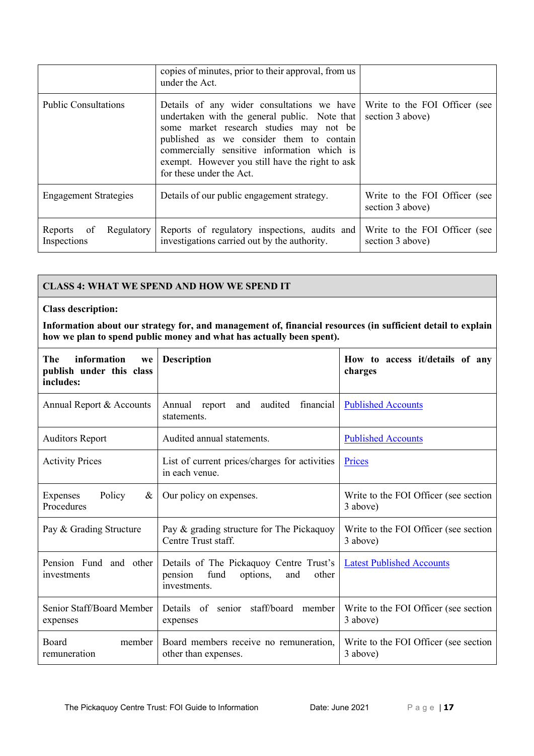| | | |
|---|---|---|
| | copies of minutes, prior to their approval, from us under the Act. | |
| Public Consultations | Details of any wider consultations we have undertaken with the general public. Note that some market research studies may not be published as we consider them to contain commercially sensitive information which is exempt. However you still have the right to ask for these under the Act. | Write to the FOI Officer (see section 3 above) |
| Engagement Strategies | Details of our public engagement strategy. | Write to the FOI Officer (see section 3 above) |
| Reports of Regulatory Inspections | Reports of regulatory inspections, audits and investigations carried out by the authority. | Write to the FOI Officer (see section 3 above) |

| **CLASS 4: WHAT WE SPEND AND HOW WE SPEND IT** | | |
|---|---|---|
| **Class description:** **Information about our strategy for, and management of, financial resources (in sufficient detail to explain how we plan to spend public money and what has actually been spent).** | | |
| **The information we publish under this class includes:** | **Description** | **How to access it/details of any charges** |
| Annual Report & Accounts | Annual report and audited financial statements. | Published Accounts |
| Auditors Report | Audited annual statements. | Published Accounts |
| Activity Prices | List of current prices/charges for activities in each venue. | Prices |
| Expenses Policy & Procedures | Our policy on expenses. | Write to the FOI Officer (see section 3 above) |
| Pay & Grading Structure | Pay & grading structure for The Pickaquoy Centre Trust staff. | Write to the FOI Officer (see section 3 above) |
| Pension Fund and other investments | Details of The Pickaquoy Centre Trust's pension fund options, and other investments. | Latest Published Accounts |
| Senior Staff/Board Member expenses | Details of senior staff/board member expenses | Write to the FOI Officer (see section 3 above) |
| Board member remuneration | Board members receive no remuneration, other than expenses. | Write to the FOI Officer (see section 3 above) |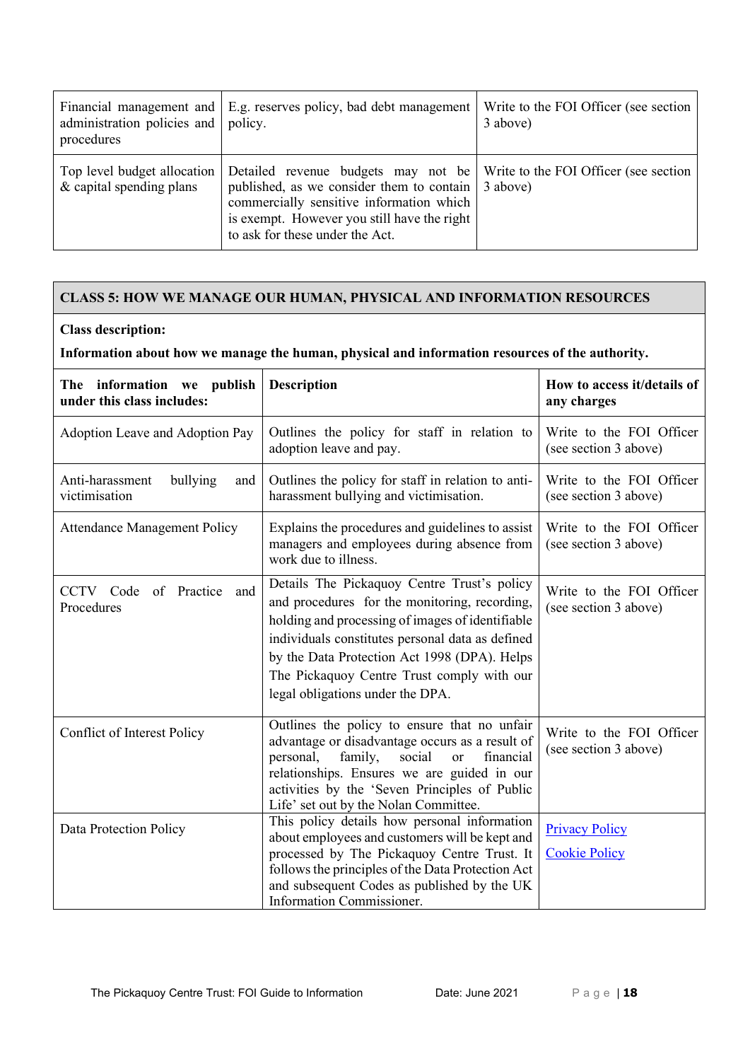| | | |
|---|---|---|
| Financial management and administration policies and procedures | E.g. reserves policy, bad debt management policy. | Write to the FOI Officer (see section 3 above) |
| Top level budget allocation & capital spending plans | Detailed revenue budgets may not be published, as we consider them to contain commercially sensitive information which is exempt. However you still have the right to ask for these under the Act. | Write to the FOI Officer (see section 3 above) |

**CLASS 5: HOW WE MANAGE OUR HUMAN, PHYSICAL AND INFORMATION RESOURCES**

**Class description:**

**Information about how we manage the human, physical and information resources of the authority.**

| The information we publish under this class includes: | Description | How to access it/details of any charges |
|---|---|---|
| Adoption Leave and Adoption Pay | Outlines the policy for staff in relation to adoption leave and pay. | Write to the FOI Officer (see section 3 above) |
| Anti-harassment bullying and victimisation | Outlines the policy for staff in relation to anti-harassment bullying and victimisation. | Write to the FOI Officer (see section 3 above) |
| Attendance Management Policy | Explains the procedures and guidelines to assist managers and employees during absence from work due to illness. | Write to the FOI Officer (see section 3 above) |
| CCTV Code of Practice and Procedures | Details The Pickaquoy Centre Trust's policy and procedures for the monitoring, recording, holding and processing of images of identifiable individuals constitutes personal data as defined by the Data Protection Act 1998 (DPA). Helps The Pickaquoy Centre Trust comply with our legal obligations under the DPA. | Write to the FOI Officer (see section 3 above) |
| Conflict of Interest Policy | Outlines the policy to ensure that no unfair advantage or disadvantage occurs as a result of personal, family, social or financial relationships. Ensures we are guided in our activities by the 'Seven Principles of Public Life' set out by the Nolan Committee. | Write to the FOI Officer (see section 3 above) |
| Data Protection Policy | This policy details how personal information about employees and customers will be kept and processed by The Pickaquoy Centre Trust. It follows the principles of the Data Protection Act and subsequent Codes as published by the UK Information Commissioner. | Privacy Policy<br>Cookie Policy |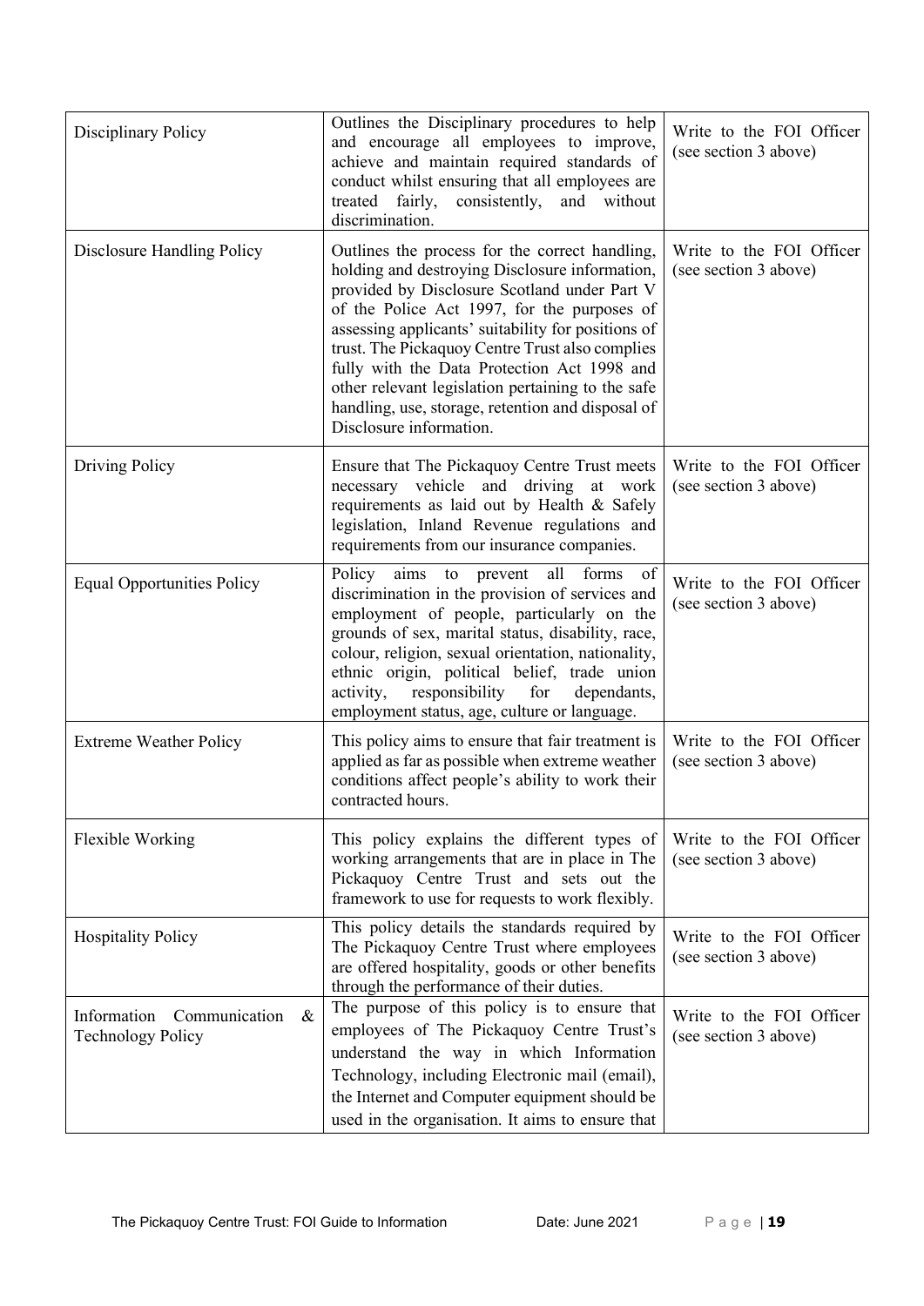| | | |
|---|---|---|
| Disciplinary Policy | Outlines the Disciplinary procedures to help and encourage all employees to improve, achieve and maintain required standards of conduct whilst ensuring that all employees are treated fairly, consistently, and without discrimination. | Write to the FOI Officer (see section 3 above) |
| Disclosure Handling Policy | Outlines the process for the correct handling, holding and destroying Disclosure information, provided by Disclosure Scotland under Part V of the Police Act 1997, for the purposes of assessing applicants' suitability for positions of trust. The Pickaquoy Centre Trust also complies fully with the Data Protection Act 1998 and other relevant legislation pertaining to the safe handling, use, storage, retention and disposal of Disclosure information. | Write to the FOI Officer (see section 3 above) |
| Driving Policy | Ensure that The Pickaquoy Centre Trust meets necessary vehicle and driving at work requirements as laid out by Health & Safely legislation, Inland Revenue regulations and requirements from our insurance companies. | Write to the FOI Officer (see section 3 above) |
| Equal Opportunities Policy | Policy aims to prevent all forms of discrimination in the provision of services and employment of people, particularly on the grounds of sex, marital status, disability, race, colour, religion, sexual orientation, nationality, ethnic origin, political belief, trade union activity, responsibility for dependants, employment status, age, culture or language. | Write to the FOI Officer (see section 3 above) |
| Extreme Weather Policy | This policy aims to ensure that fair treatment is applied as far as possible when extreme weather conditions affect people's ability to work their contracted hours. | Write to the FOI Officer (see section 3 above) |
| Flexible Working | This policy explains the different types of working arrangements that are in place in The Pickaquoy Centre Trust and sets out the framework to use for requests to work flexibly. | Write to the FOI Officer (see section 3 above) |
| Hospitality Policy | This policy details the standards required by The Pickaquoy Centre Trust where employees are offered hospitality, goods or other benefits through the performance of their duties. | Write to the FOI Officer (see section 3 above) |
| Information Communication & Technology Policy | The purpose of this policy is to ensure that employees of The Pickaquoy Centre Trust's understand the way in which Information Technology, including Electronic mail (email), the Internet and Computer equipment should be used in the organisation. It aims to ensure that | Write to the FOI Officer (see section 3 above) |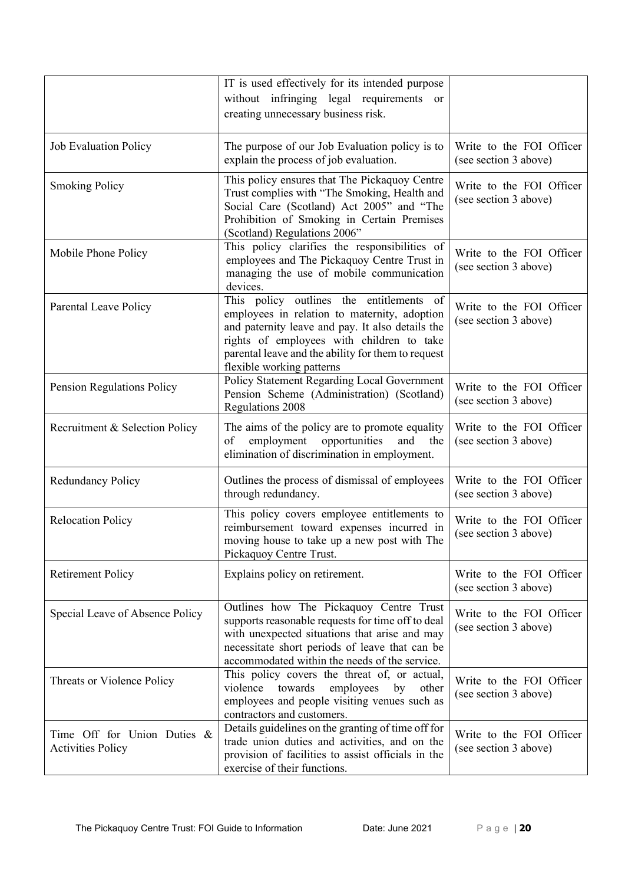| | | |
|---|---|---|
| | IT is used effectively for its intended purpose without infringing legal requirements or creating unnecessary business risk. | |
| Job Evaluation Policy | The purpose of our Job Evaluation policy is to explain the process of job evaluation. | Write to the FOI Officer (see section 3 above) |
| Smoking Policy | This policy ensures that The Pickaquoy Centre Trust complies with "The Smoking, Health and Social Care (Scotland) Act 2005" and "The Prohibition of Smoking in Certain Premises (Scotland) Regulations 2006" | Write to the FOI Officer (see section 3 above) |
| Mobile Phone Policy | This policy clarifies the responsibilities of employees and The Pickaquoy Centre Trust in managing the use of mobile communication devices. | Write to the FOI Officer (see section 3 above) |
| Parental Leave Policy | This policy outlines the entitlements of employees in relation to maternity, adoption and paternity leave and pay. It also details the rights of employees with children to take parental leave and the ability for them to request flexible working patterns | Write to the FOI Officer (see section 3 above) |
| Pension Regulations Policy | Policy Statement Regarding Local Government Pension Scheme (Administration) (Scotland) Regulations 2008 | Write to the FOI Officer (see section 3 above) |
| Recruitment & Selection Policy | The aims of the policy are to promote equality of employment opportunities and the elimination of discrimination in employment. | Write to the FOI Officer (see section 3 above) |
| Redundancy Policy | Outlines the process of dismissal of employees through redundancy. | Write to the FOI Officer (see section 3 above) |
| Relocation Policy | This policy covers employee entitlements to reimbursement toward expenses incurred in moving house to take up a new post with The Pickaquoy Centre Trust. | Write to the FOI Officer (see section 3 above) |
| Retirement Policy | Explains policy on retirement. | Write to the FOI Officer (see section 3 above) |
| Special Leave of Absence Policy | Outlines how The Pickaquoy Centre Trust supports reasonable requests for time off to deal with unexpected situations that arise and may necessitate short periods of leave that can be accommodated within the needs of the service. | Write to the FOI Officer (see section 3 above) |
| Threats or Violence Policy | This policy covers the threat of, or actual, violence towards employees by other employees and people visiting venues such as contractors and customers. | Write to the FOI Officer (see section 3 above) |
| Time Off for Union Duties & Activities Policy | Details guidelines on the granting of time off for trade union duties and activities, and on the provision of facilities to assist officials in the exercise of their functions. | Write to the FOI Officer (see section 3 above) |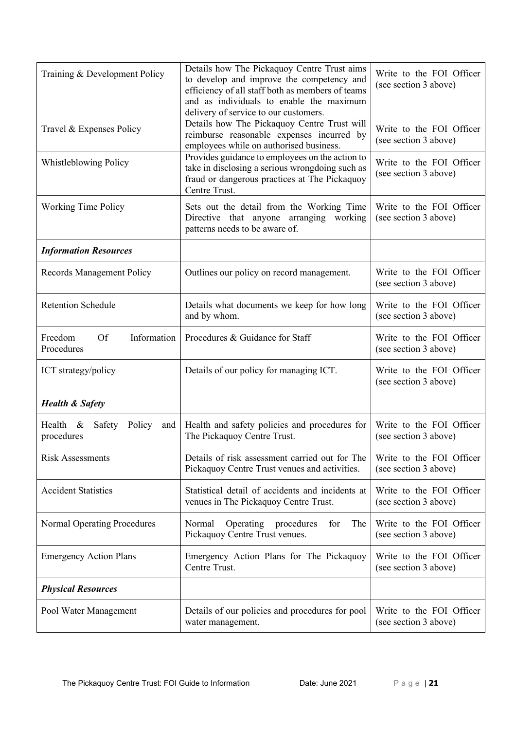| Training & Development Policy | Details how The Pickaquoy Centre Trust aims to develop and improve the competency and efficiency of all staff both as members of teams and as individuals to enable the maximum delivery of service to our customers. | Write to the FOI Officer (see section 3 above) |
|---|---|---|
| Travel & Expenses Policy | Details how The Pickaquoy Centre Trust will reimburse reasonable expenses incurred by employees while on authorised business. | Write to the FOI Officer (see section 3 above) |
| Whistleblowing Policy | Provides guidance to employees on the action to take in disclosing a serious wrongdoing such as fraud or dangerous practices at The Pickaquoy Centre Trust. | Write to the FOI Officer (see section 3 above) |
| Working Time Policy | Sets out the detail from the Working Time Directive that anyone arranging working patterns needs to be aware of. | Write to the FOI Officer (see section 3 above) |
| ***Information Resources*** | | |
| Records Management Policy | Outlines our policy on record management. | Write to the FOI Officer (see section 3 above) |
| Retention Schedule | Details what documents we keep for how long and by whom. | Write to the FOI Officer (see section 3 above) |
| Freedom Of Information Procedures | Procedures & Guidance for Staff | Write to the FOI Officer (see section 3 above) |
| ICT strategy/policy | Details of our policy for managing ICT. | Write to the FOI Officer (see section 3 above) |
| ***Health & Safety*** | | |
| Health & Safety Policy and procedures | Health and safety policies and procedures for The Pickaquoy Centre Trust. | Write to the FOI Officer (see section 3 above) |
| Risk Assessments | Details of risk assessment carried out for The Pickaquoy Centre Trust venues and activities. | Write to the FOI Officer (see section 3 above) |
| Accident Statistics | Statistical detail of accidents and incidents at venues in The Pickaquoy Centre Trust. | Write to the FOI Officer (see section 3 above) |
| Normal Operating Procedures | Normal Operating procedures for The Pickaquoy Centre Trust venues. | Write to the FOI Officer (see section 3 above) |
| Emergency Action Plans | Emergency Action Plans for The Pickaquoy Centre Trust. | Write to the FOI Officer (see section 3 above) |
| ***Physical Resources*** | | |
| Pool Water Management | Details of our policies and procedures for pool water management. | Write to the FOI Officer (see section 3 above) |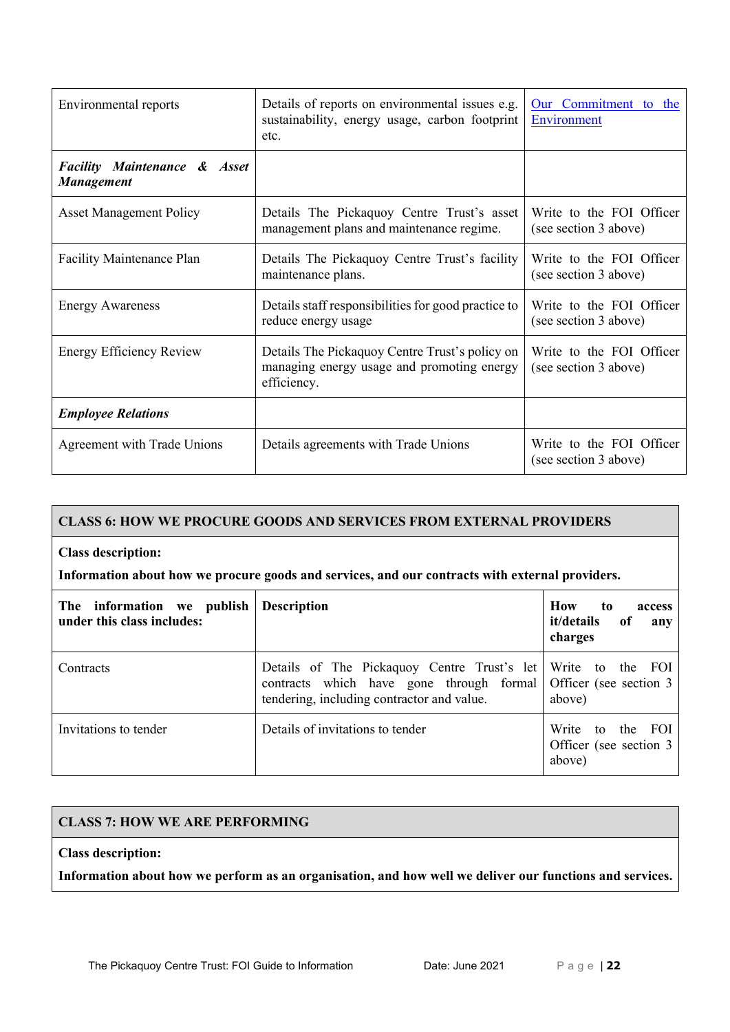| | | |
|---|---|---|
| Environmental reports | Details of reports on environmental issues e.g. sustainability, energy usage, carbon footprint etc. | [Our Commitment to the Environment]() |
| ***Facility Maintenance & Asset Management*** | | |
| Asset Management Policy | Details The Pickaquoy Centre Trust's asset management plans and maintenance regime. | Write to the FOI Officer (see section 3 above) |
| Facility Maintenance Plan | Details The Pickaquoy Centre Trust's facility maintenance plans. | Write to the FOI Officer (see section 3 above) |
| Energy Awareness | Details staff responsibilities for good practice to reduce energy usage | Write to the FOI Officer (see section 3 above) |
| Energy Efficiency Review | Details The Pickaquoy Centre Trust's policy on managing energy usage and promoting energy efficiency. | Write to the FOI Officer (see section 3 above) |
| ***Employee Relations*** | | |
| Agreement with Trade Unions | Details agreements with Trade Unions | Write to the FOI Officer (see section 3 above) |

**CLASS 6: HOW WE PROCURE GOODS AND SERVICES FROM EXTERNAL PROVIDERS**

**Class description:**

**Information about how we procure goods and services, and our contracts with external providers.**

| The information we publish under this class includes: | Description | How to access it/details of any charges |
|---|---|---|
| Contracts | Details of The Pickaquoy Centre Trust's let contracts which have gone through formal tendering, including contractor and value. | Write to the FOI Officer (see section 3 above) |
| Invitations to tender | Details of invitations to tender | Write to the FOI Officer (see section 3 above) |

**CLASS 7: HOW WE ARE PERFORMING**

**Class description:**

**Information about how we perform as an organisation, and how well we deliver our functions and services.**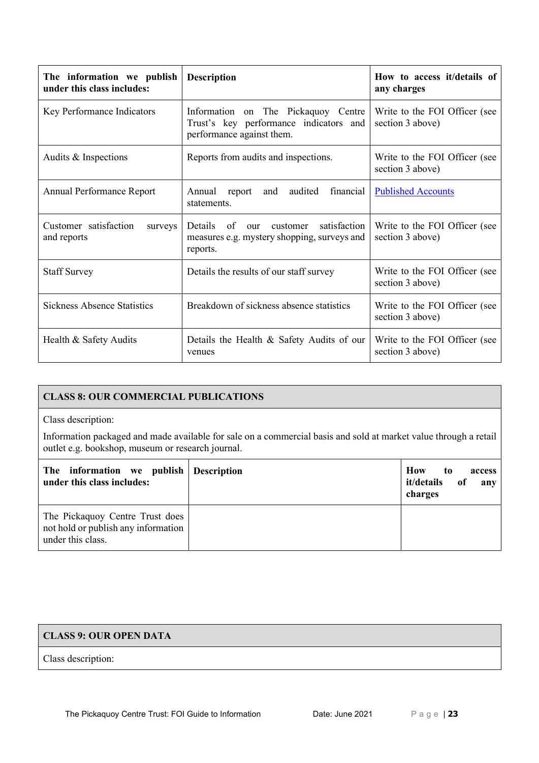| The information we publish under this class includes: | Description | How to access it/details of any charges |
|---|---|---|
| Key Performance Indicators | Information on The Pickaquoy Centre Trust's key performance indicators and performance against them. | Write to the FOI Officer (see section 3 above) |
| Audits & Inspections | Reports from audits and inspections. | Write to the FOI Officer (see section 3 above) |
| Annual Performance Report | Annual report and audited financial statements. | Published Accounts |
| Customer satisfaction surveys and reports | Details of our customer satisfaction measures e.g. mystery shopping, surveys and reports. | Write to the FOI Officer (see section 3 above) |
| Staff Survey | Details the results of our staff survey | Write to the FOI Officer (see section 3 above) |
| Sickness Absence Statistics | Breakdown of sickness absence statistics | Write to the FOI Officer (see section 3 above) |
| Health & Safety Audits | Details the Health & Safety Audits of our venues | Write to the FOI Officer (see section 3 above) |

## CLASS 8: OUR COMMERCIAL PUBLICATIONS

Class description:

Information packaged and made available for sale on a commercial basis and sold at market value through a retail outlet e.g. bookshop, museum or research journal.

| The information we publish under this class includes: | Description | How to access it/details of any charges |
|---|---|---|
| The Pickaquoy Centre Trust does not hold or publish any information under this class. | | |

## CLASS 9: OUR OPEN DATA

Class description: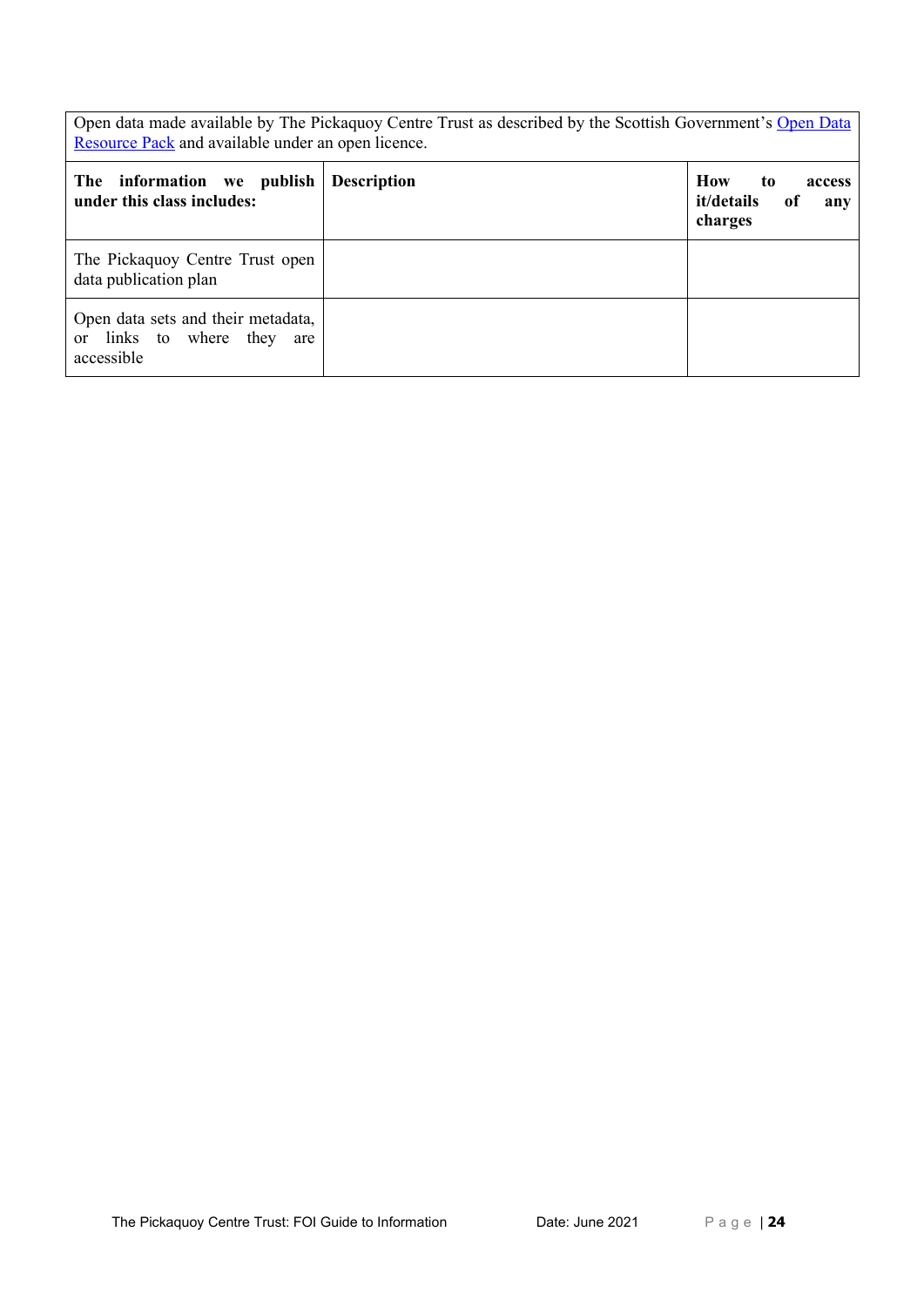| Open data made available by The Pickaquoy Centre Trust as described by the Scottish Government's Open Data Resource Pack and available under an open licence. | | |
|---|---|---|
| **The information we publish under this class includes:** | **Description** | **How to access it/details of any charges** |
| The Pickaquoy Centre Trust open data publication plan | | |
| Open data sets and their metadata, or links to where they are accessible | | |